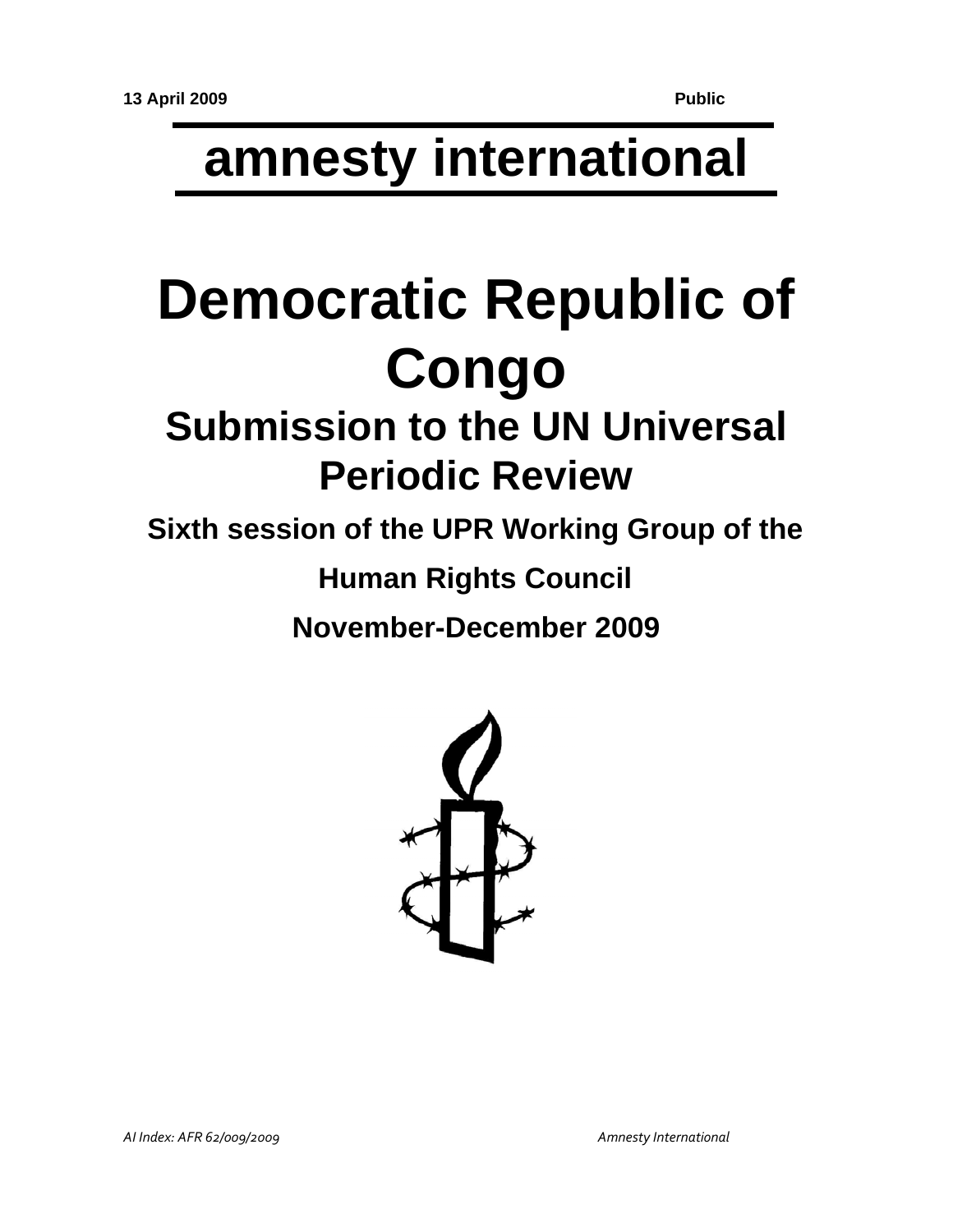13 April 2009 **Public**

**amnesty international**

# Democratic Republic of Congo

## Submission to the UN Universal Periodic Review

### Sixth session of the UPR Working Group of the Human Rights Council

### November-December 2009

*AI Index: AFR 62/009/2009* *Amnesty International*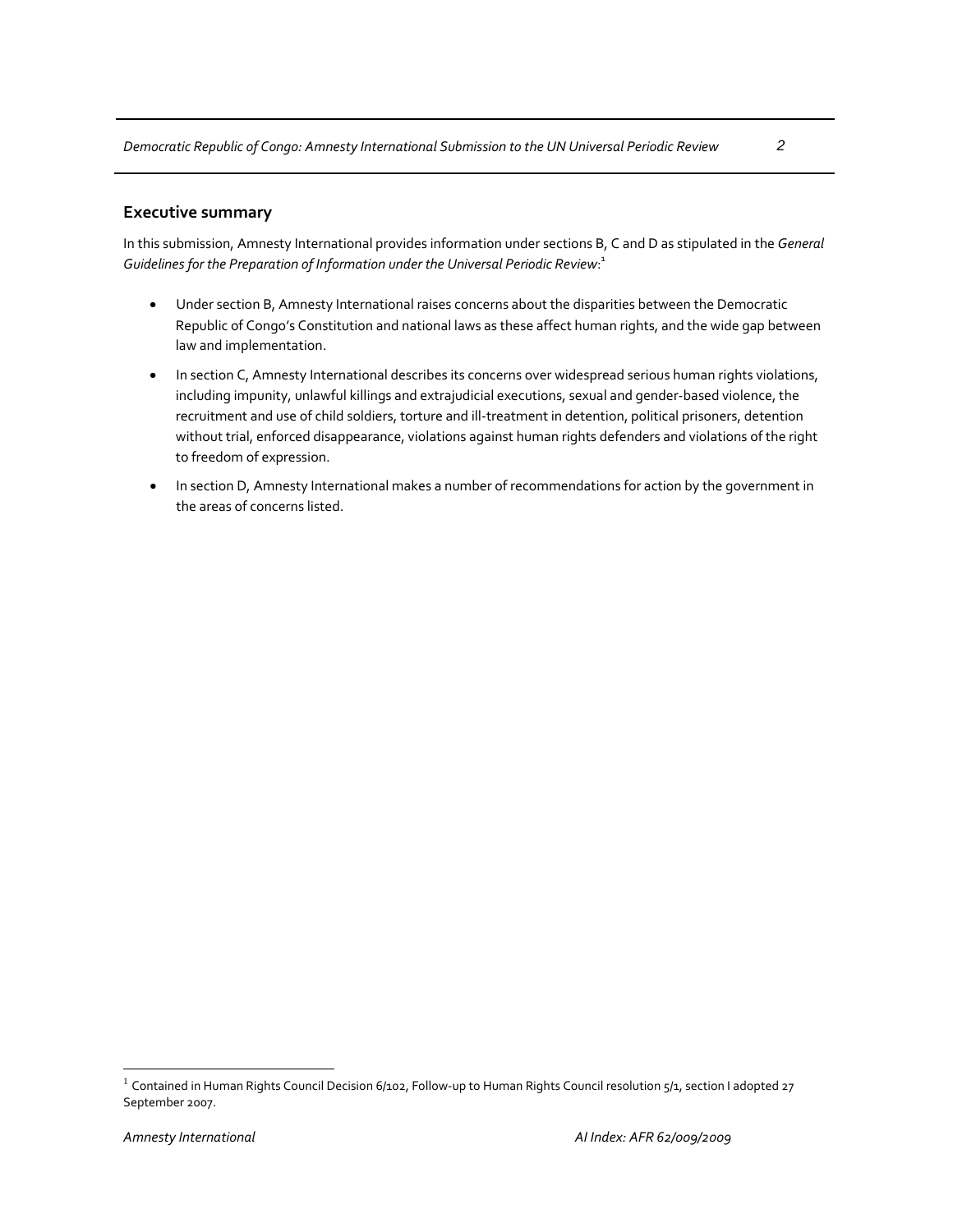## Executive summary

In this submission, Amnesty International provides information under sections B, C and D as stipulated in the *General Guidelines for the Preparation of Information under the Universal Periodic Review*:[1]

- Under section B, Amnesty International raises concerns about the disparities between the Democratic Republic of Congo's Constitution and national laws as these affect human rights, and the wide gap between law and implementation.
- In section C, Amnesty International describes its concerns over widespread serious human rights violations, including impunity, unlawful killings and extrajudicial executions, sexual and gender-based violence, the recruitment and use of child soldiers, torture and ill-treatment in detention, political prisoners, detention without trial, enforced disappearance, violations against human rights defenders and violations of the right to freedom of expression.
- In section D, Amnesty International makes a number of recommendations for action by the government in the areas of concerns listed.

[1] Contained in Human Rights Council Decision 6/102, Follow-up to Human Rights Council resolution 5/1, section I adopted 27 September 2007.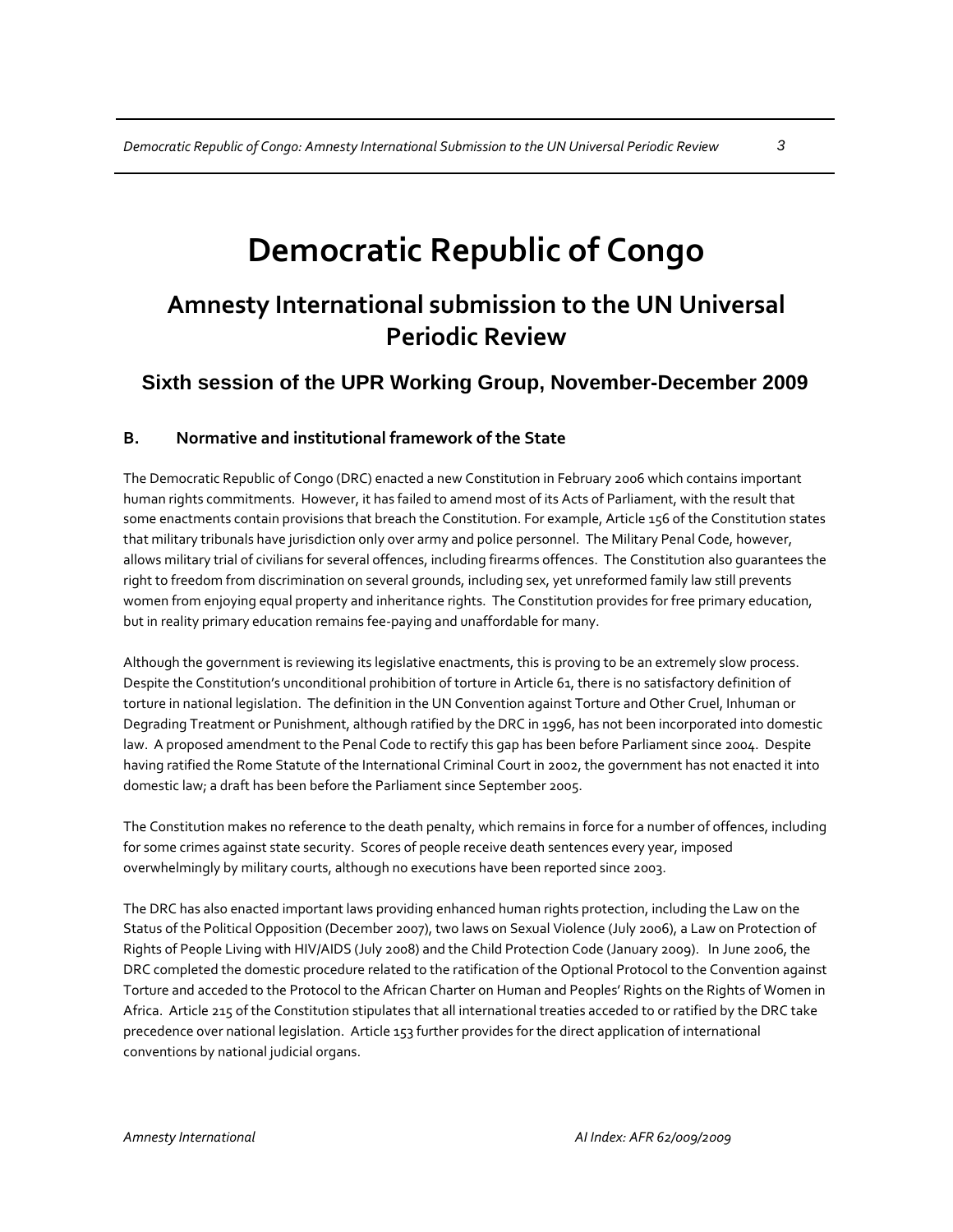# Democratic Republic of Congo

## Amnesty International submission to the UN Universal Periodic Review

### Sixth session of the UPR Working Group, November-December 2009

### B. Normative and institutional framework of the State

The Democratic Republic of Congo (DRC) enacted a new Constitution in February 2006 which contains important human rights commitments. However, it has failed to amend most of its Acts of Parliament, with the result that some enactments contain provisions that breach the Constitution. For example, Article 156 of the Constitution states that military tribunals have jurisdiction only over army and police personnel. The Military Penal Code, however, allows military trial of civilians for several offences, including firearms offences. The Constitution also guarantees the right to freedom from discrimination on several grounds, including sex, yet unreformed family law still prevents women from enjoying equal property and inheritance rights. The Constitution provides for free primary education, but in reality primary education remains fee-paying and unaffordable for many.

Although the government is reviewing its legislative enactments, this is proving to be an extremely slow process. Despite the Constitution's unconditional prohibition of torture in Article 61, there is no satisfactory definition of torture in national legislation. The definition in the UN Convention against Torture and Other Cruel, Inhuman or Degrading Treatment or Punishment, although ratified by the DRC in 1996, has not been incorporated into domestic law. A proposed amendment to the Penal Code to rectify this gap has been before Parliament since 2004. Despite having ratified the Rome Statute of the International Criminal Court in 2002, the government has not enacted it into domestic law; a draft has been before the Parliament since September 2005.

The Constitution makes no reference to the death penalty, which remains in force for a number of offences, including for some crimes against state security. Scores of people receive death sentences every year, imposed overwhelmingly by military courts, although no executions have been reported since 2003.

The DRC has also enacted important laws providing enhanced human rights protection, including the Law on the Status of the Political Opposition (December 2007), two laws on Sexual Violence (July 2006), a Law on Protection of Rights of People Living with HIV/AIDS (July 2008) and the Child Protection Code (January 2009). In June 2006, the DRC completed the domestic procedure related to the ratification of the Optional Protocol to the Convention against Torture and acceded to the Protocol to the African Charter on Human and Peoples' Rights on the Rights of Women in Africa. Article 215 of the Constitution stipulates that all international treaties acceded to or ratified by the DRC take precedence over national legislation. Article 153 further provides for the direct application of international conventions by national judicial organs.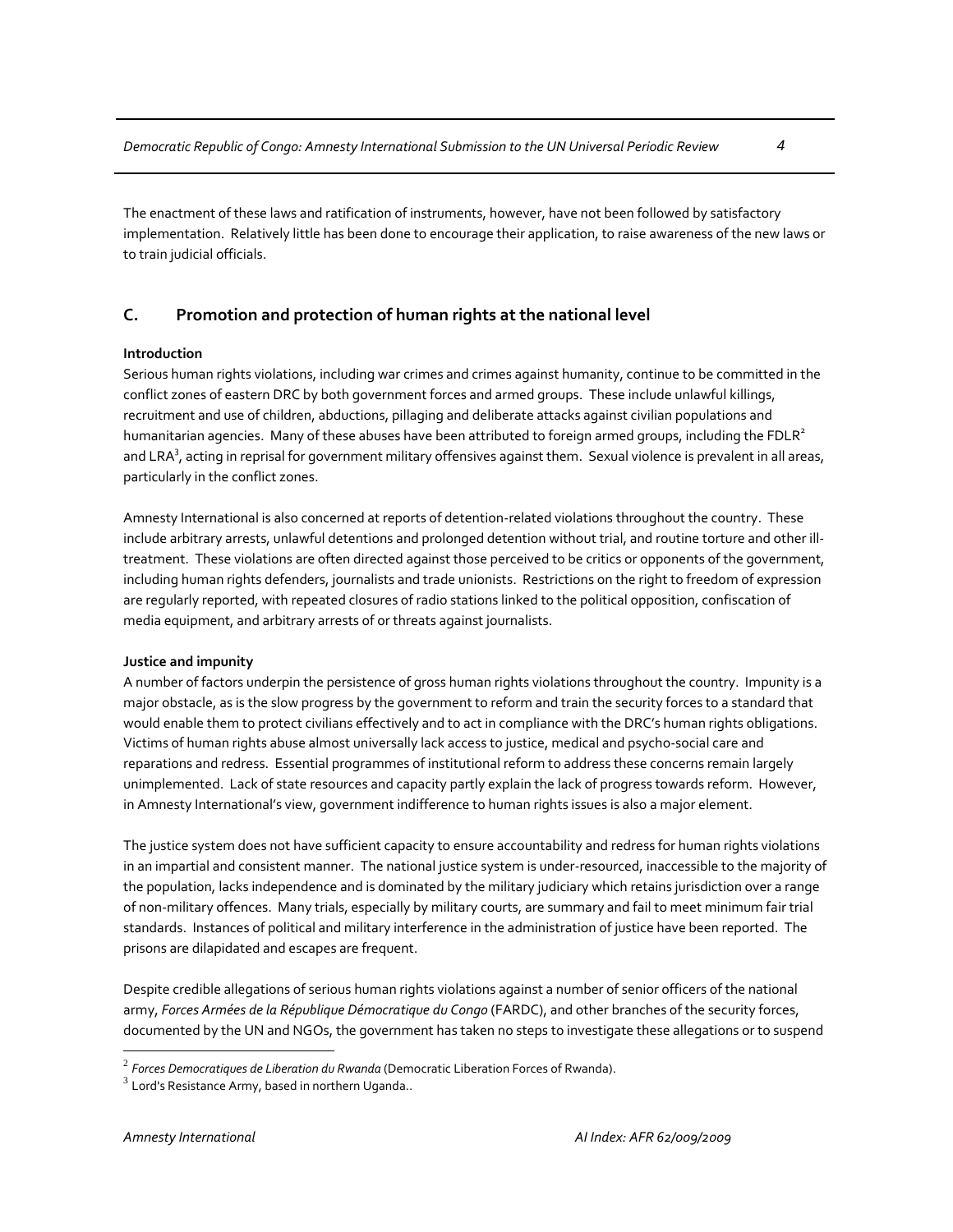The enactment of these laws and ratification of instruments, however, have not been followed by satisfactory implementation. Relatively little has been done to encourage their application, to raise awareness of the new laws or to train judicial officials.

## C. Promotion and protection of human rights at the national level

**Introduction**

Serious human rights violations, including war crimes and crimes against humanity, continue to be committed in the conflict zones of eastern DRC by both government forces and armed groups. These include unlawful killings, recruitment and use of children, abductions, pillaging and deliberate attacks against civilian populations and humanitarian agencies. Many of these abuses have been attributed to foreign armed groups, including the FDLR[2] and LRA[3], acting in reprisal for government military offensives against them. Sexual violence is prevalent in all areas, particularly in the conflict zones.

Amnesty International is also concerned at reports of detention-related violations throughout the country. These include arbitrary arrests, unlawful detentions and prolonged detention without trial, and routine torture and other ill-treatment. These violations are often directed against those perceived to be critics or opponents of the government, including human rights defenders, journalists and trade unionists. Restrictions on the right to freedom of expression are regularly reported, with repeated closures of radio stations linked to the political opposition, confiscation of media equipment, and arbitrary arrests of or threats against journalists.

**Justice and impunity**

A number of factors underpin the persistence of gross human rights violations throughout the country. Impunity is a major obstacle, as is the slow progress by the government to reform and train the security forces to a standard that would enable them to protect civilians effectively and to act in compliance with the DRC's human rights obligations. Victims of human rights abuse almost universally lack access to justice, medical and psycho-social care and reparations and redress. Essential programmes of institutional reform to address these concerns remain largely unimplemented. Lack of state resources and capacity partly explain the lack of progress towards reform. However, in Amnesty International's view, government indifference to human rights issues is also a major element.

The justice system does not have sufficient capacity to ensure accountability and redress for human rights violations in an impartial and consistent manner. The national justice system is under-resourced, inaccessible to the majority of the population, lacks independence and is dominated by the military judiciary which retains jurisdiction over a range of non-military offences. Many trials, especially by military courts, are summary and fail to meet minimum fair trial standards. Instances of political and military interference in the administration of justice have been reported. The prisons are dilapidated and escapes are frequent.

Despite credible allegations of serious human rights violations against a number of senior officers of the national army, *Forces Armées de la République Démocratique du Congo* (FARDC), and other branches of the security forces, documented by the UN and NGOs, the government has taken no steps to investigate these allegations or to suspend

---

[2] *Forces Democratiques de Liberation du Rwanda* (Democratic Liberation Forces of Rwanda).

[3] Lord's Resistance Army, based in northern Uganda..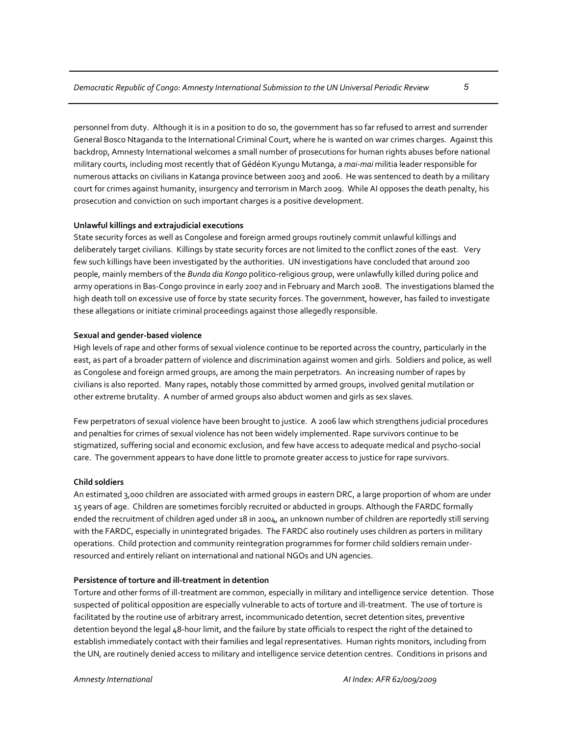personnel from duty. Although it is in a position to do so, the government has so far refused to arrest and surrender General Bosco Ntaganda to the International Criminal Court, where he is wanted on war crimes charges. Against this backdrop, Amnesty International welcomes a small number of prosecutions for human rights abuses before national military courts, including most recently that of Gédéon Kyungu Mutanga, a *mai-mai* militia leader responsible for numerous attacks on civilians in Katanga province between 2003 and 2006. He was sentenced to death by a military court for crimes against humanity, insurgency and terrorism in March 2009. While AI opposes the death penalty, his prosecution and conviction on such important charges is a positive development.

**Unlawful killings and extrajudicial executions**

State security forces as well as Congolese and foreign armed groups routinely commit unlawful killings and deliberately target civilians. Killings by state security forces are not limited to the conflict zones of the east. Very few such killings have been investigated by the authorities. UN investigations have concluded that around 200 people, mainly members of the *Bunda dia Kongo* politico-religious group, were unlawfully killed during police and army operations in Bas-Congo province in early 2007 and in February and March 2008. The investigations blamed the high death toll on excessive use of force by state security forces. The government, however, has failed to investigate these allegations or initiate criminal proceedings against those allegedly responsible.

**Sexual and gender-based violence**

High levels of rape and other forms of sexual violence continue to be reported across the country, particularly in the east, as part of a broader pattern of violence and discrimination against women and girls. Soldiers and police, as well as Congolese and foreign armed groups, are among the main perpetrators. An increasing number of rapes by civilians is also reported. Many rapes, notably those committed by armed groups, involved genital mutilation or other extreme brutality. A number of armed groups also abduct women and girls as sex slaves.

Few perpetrators of sexual violence have been brought to justice. A 2006 law which strengthens judicial procedures and penalties for crimes of sexual violence has not been widely implemented. Rape survivors continue to be stigmatized, suffering social and economic exclusion, and few have access to adequate medical and psycho-social care. The government appears to have done little to promote greater access to justice for rape survivors.

**Child soldiers**

An estimated 3,000 children are associated with armed groups in eastern DRC, a large proportion of whom are under 15 years of age. Children are sometimes forcibly recruited or abducted in groups. Although the FARDC formally ended the recruitment of children aged under 18 in 2004, an unknown number of children are reportedly still serving with the FARDC, especially in unintegrated brigades. The FARDC also routinely uses children as porters in military operations. Child protection and community reintegration programmes for former child soldiers remain under-resourced and entirely reliant on international and national NGOs and UN agencies.

**Persistence of torture and ill-treatment in detention**

Torture and other forms of ill-treatment are common, especially in military and intelligence service detention. Those suspected of political opposition are especially vulnerable to acts of torture and ill-treatment. The use of torture is facilitated by the routine use of arbitrary arrest, incommunicado detention, secret detention sites, preventive detention beyond the legal 48-hour limit, and the failure by state officials to respect the right of the detained to establish immediately contact with their families and legal representatives. Human rights monitors, including from the UN, are routinely denied access to military and intelligence service detention centres. Conditions in prisons and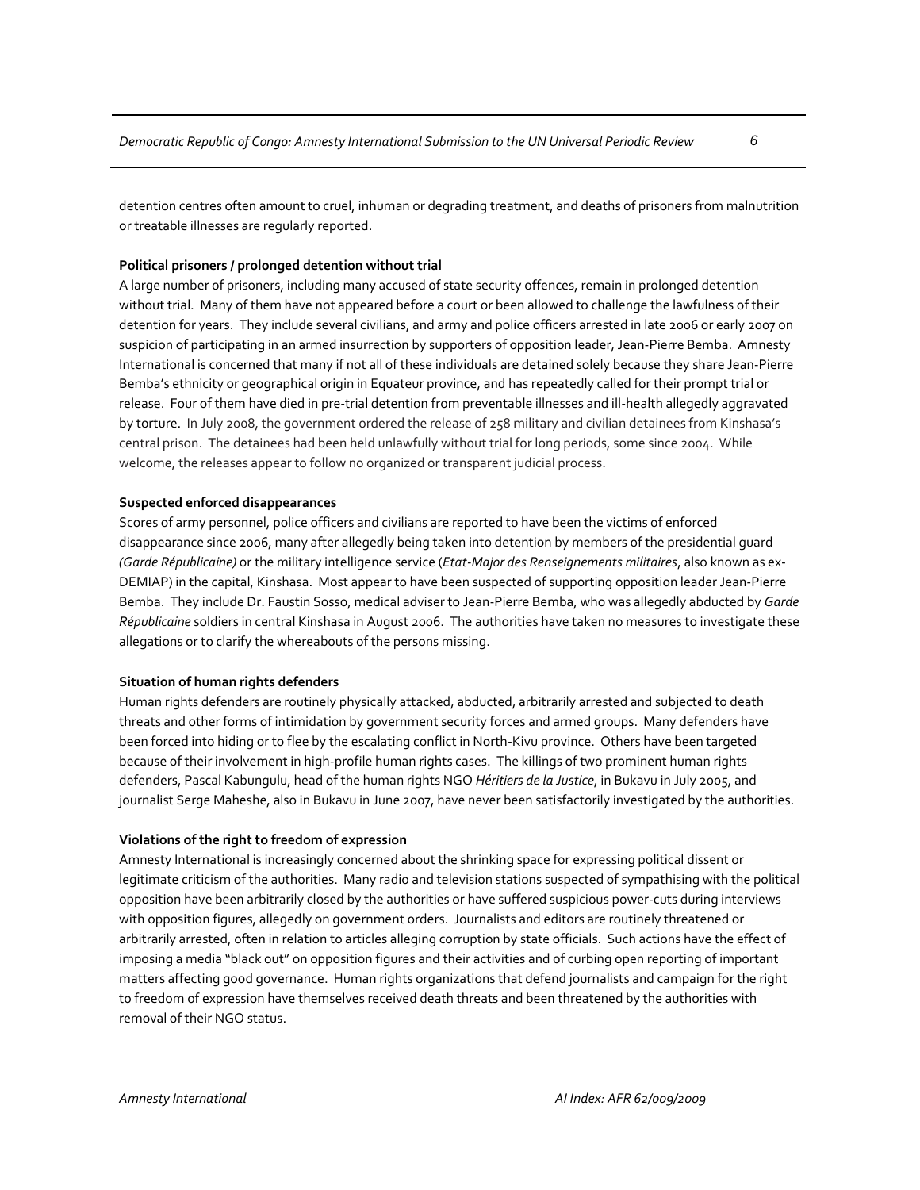detention centres often amount to cruel, inhuman or degrading treatment, and deaths of prisoners from malnutrition or treatable illnesses are regularly reported.

**Political prisoners / prolonged detention without trial**

A large number of prisoners, including many accused of state security offences, remain in prolonged detention without trial. Many of them have not appeared before a court or been allowed to challenge the lawfulness of their detention for years. They include several civilians, and army and police officers arrested in late 2006 or early 2007 on suspicion of participating in an armed insurrection by supporters of opposition leader, Jean-Pierre Bemba. Amnesty International is concerned that many if not all of these individuals are detained solely because they share Jean-Pierre Bemba's ethnicity or geographical origin in Equateur province, and has repeatedly called for their prompt trial or release. Four of them have died in pre-trial detention from preventable illnesses and ill-health allegedly aggravated by torture. In July 2008, the government ordered the release of 258 military and civilian detainees from Kinshasa's central prison. The detainees had been held unlawfully without trial for long periods, some since 2004. While welcome, the releases appear to follow no organized or transparent judicial process.

**Suspected enforced disappearances**

Scores of army personnel, police officers and civilians are reported to have been the victims of enforced disappearance since 2006, many after allegedly being taken into detention by members of the presidential guard *(Garde Républicaine)* or the military intelligence service (*Etat-Major des Renseignements militaires*, also known as ex-DEMIAP) in the capital, Kinshasa. Most appear to have been suspected of supporting opposition leader Jean-Pierre Bemba. They include Dr. Faustin Sosso, medical adviser to Jean-Pierre Bemba, who was allegedly abducted by *Garde Républicaine* soldiers in central Kinshasa in August 2006. The authorities have taken no measures to investigate these allegations or to clarify the whereabouts of the persons missing.

**Situation of human rights defenders**

Human rights defenders are routinely physically attacked, abducted, arbitrarily arrested and subjected to death threats and other forms of intimidation by government security forces and armed groups. Many defenders have been forced into hiding or to flee by the escalating conflict in North-Kivu province. Others have been targeted because of their involvement in high-profile human rights cases. The killings of two prominent human rights defenders, Pascal Kabungulu, head of the human rights NGO *Héritiers de la Justice*, in Bukavu in July 2005, and journalist Serge Maheshe, also in Bukavu in June 2007, have never been satisfactorily investigated by the authorities.

**Violations of the right to freedom of expression**

Amnesty International is increasingly concerned about the shrinking space for expressing political dissent or legitimate criticism of the authorities. Many radio and television stations suspected of sympathising with the political opposition have been arbitrarily closed by the authorities or have suffered suspicious power-cuts during interviews with opposition figures, allegedly on government orders. Journalists and editors are routinely threatened or arbitrarily arrested, often in relation to articles alleging corruption by state officials. Such actions have the effect of imposing a media "black out" on opposition figures and their activities and of curbing open reporting of important matters affecting good governance. Human rights organizations that defend journalists and campaign for the right to freedom of expression have themselves received death threats and been threatened by the authorities with removal of their NGO status.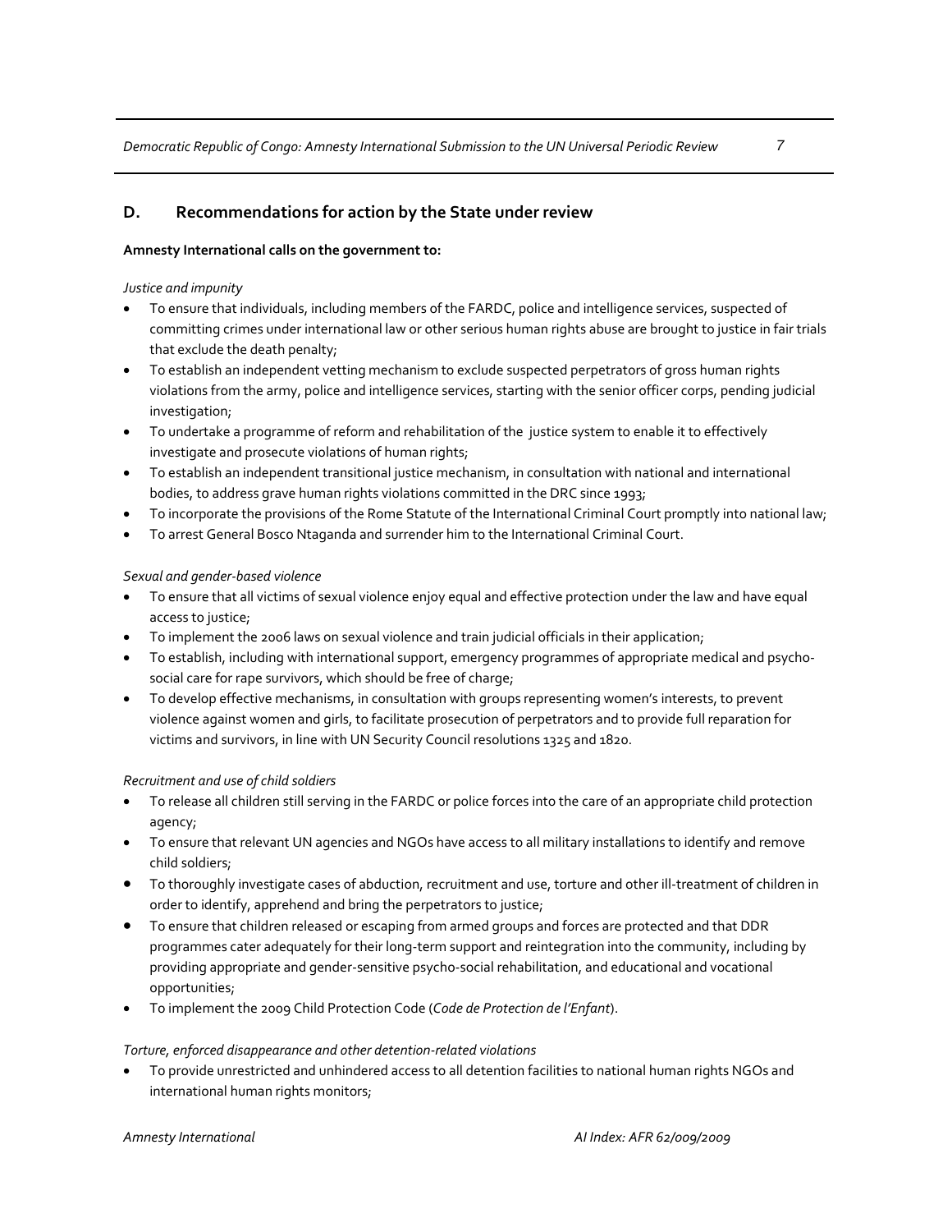## D. Recommendations for action by the State under review

**Amnesty International calls on the government to:**

*Justice and impunity*

- To ensure that individuals, including members of the FARDC, police and intelligence services, suspected of committing crimes under international law or other serious human rights abuse are brought to justice in fair trials that exclude the death penalty;
- To establish an independent vetting mechanism to exclude suspected perpetrators of gross human rights violations from the army, police and intelligence services, starting with the senior officer corps, pending judicial investigation;
- To undertake a programme of reform and rehabilitation of the justice system to enable it to effectively investigate and prosecute violations of human rights;
- To establish an independent transitional justice mechanism, in consultation with national and international bodies, to address grave human rights violations committed in the DRC since 1993;
- To incorporate the provisions of the Rome Statute of the International Criminal Court promptly into national law;
- To arrest General Bosco Ntaganda and surrender him to the International Criminal Court.

*Sexual and gender-based violence*

- To ensure that all victims of sexual violence enjoy equal and effective protection under the law and have equal access to justice;
- To implement the 2006 laws on sexual violence and train judicial officials in their application;
- To establish, including with international support, emergency programmes of appropriate medical and psycho-social care for rape survivors, which should be free of charge;
- To develop effective mechanisms, in consultation with groups representing women's interests, to prevent violence against women and girls, to facilitate prosecution of perpetrators and to provide full reparation for victims and survivors, in line with UN Security Council resolutions 1325 and 1820.

*Recruitment and use of child soldiers*

- To release all children still serving in the FARDC or police forces into the care of an appropriate child protection agency;
- To ensure that relevant UN agencies and NGOs have access to all military installations to identify and remove child soldiers;
- To thoroughly investigate cases of abduction, recruitment and use, torture and other ill-treatment of children in order to identify, apprehend and bring the perpetrators to justice;
- To ensure that children released or escaping from armed groups and forces are protected and that DDR programmes cater adequately for their long-term support and reintegration into the community, including by providing appropriate and gender-sensitive psycho-social rehabilitation, and educational and vocational opportunities;
- To implement the 2009 Child Protection Code (*Code de Protection de l'Enfant*).

*Torture, enforced disappearance and other detention-related violations*

- To provide unrestricted and unhindered access to all detention facilities to national human rights NGOs and international human rights monitors;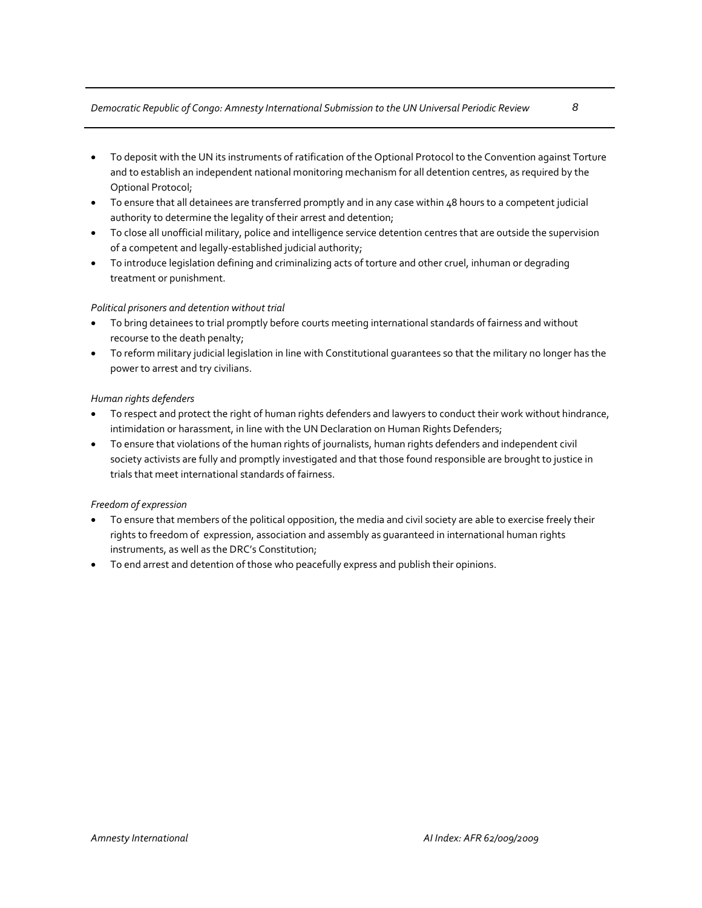- To deposit with the UN its instruments of ratification of the Optional Protocol to the Convention against Torture and to establish an independent national monitoring mechanism for all detention centres, as required by the Optional Protocol;
- To ensure that all detainees are transferred promptly and in any case within 48 hours to a competent judicial authority to determine the legality of their arrest and detention;
- To close all unofficial military, police and intelligence service detention centres that are outside the supervision of a competent and legally-established judicial authority;
- To introduce legislation defining and criminalizing acts of torture and other cruel, inhuman or degrading treatment or punishment.

*Political prisoners and detention without trial*

- To bring detainees to trial promptly before courts meeting international standards of fairness and without recourse to the death penalty;
- To reform military judicial legislation in line with Constitutional guarantees so that the military no longer has the power to arrest and try civilians.

*Human rights defenders*

- To respect and protect the right of human rights defenders and lawyers to conduct their work without hindrance, intimidation or harassment, in line with the UN Declaration on Human Rights Defenders;
- To ensure that violations of the human rights of journalists, human rights defenders and independent civil society activists are fully and promptly investigated and that those found responsible are brought to justice in trials that meet international standards of fairness.

*Freedom of expression*

- To ensure that members of the political opposition, the media and civil society are able to exercise freely their rights to freedom of expression, association and assembly as guaranteed in international human rights instruments, as well as the DRC's Constitution;
- To end arrest and detention of those who peacefully express and publish their opinions.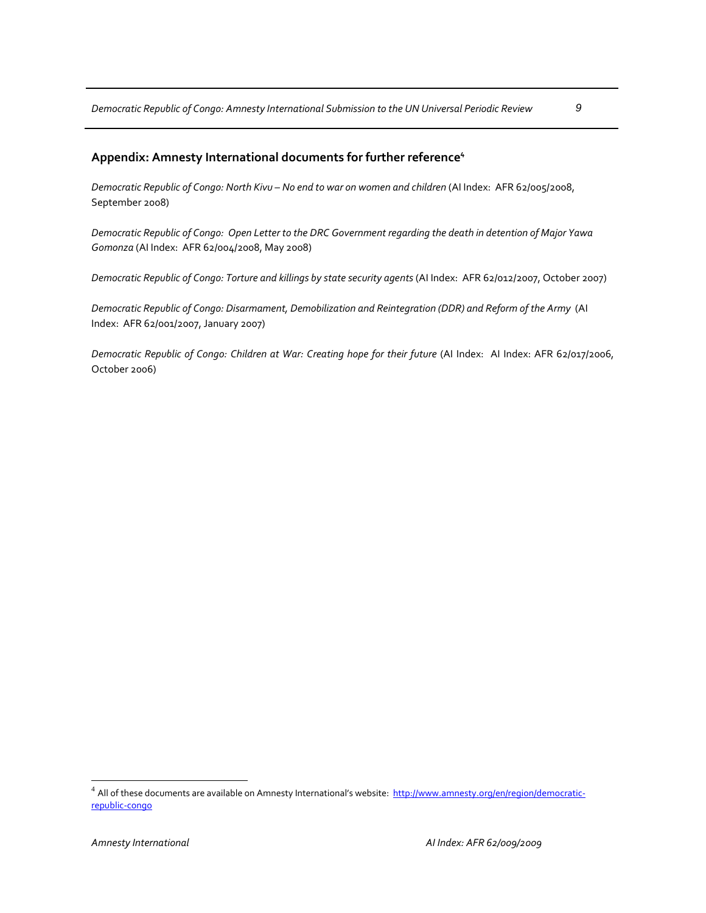## Appendix: Amnesty International documents for further reference[4]

*Democratic Republic of Congo: North Kivu – No end to war on women and children* (AI Index: AFR 62/005/2008, September 2008)

*Democratic Republic of Congo: Open Letter to the DRC Government regarding the death in detention of Major Yawa Gomonza* (AI Index: AFR 62/004/2008, May 2008)

*Democratic Republic of Congo: Torture and killings by state security agents* (AI Index: AFR 62/012/2007, October 2007)

*Democratic Republic of Congo: Disarmament, Demobilization and Reintegration (DDR) and Reform of the Army* (AI Index: AFR 62/001/2007, January 2007)

*Democratic Republic of Congo: Children at War: Creating hope for their future* (AI Index: AI Index: AFR 62/017/2006, October 2006)

---

[4] All of these documents are available on Amnesty International's website: http://www.amnesty.org/en/region/democratic-republic-congo